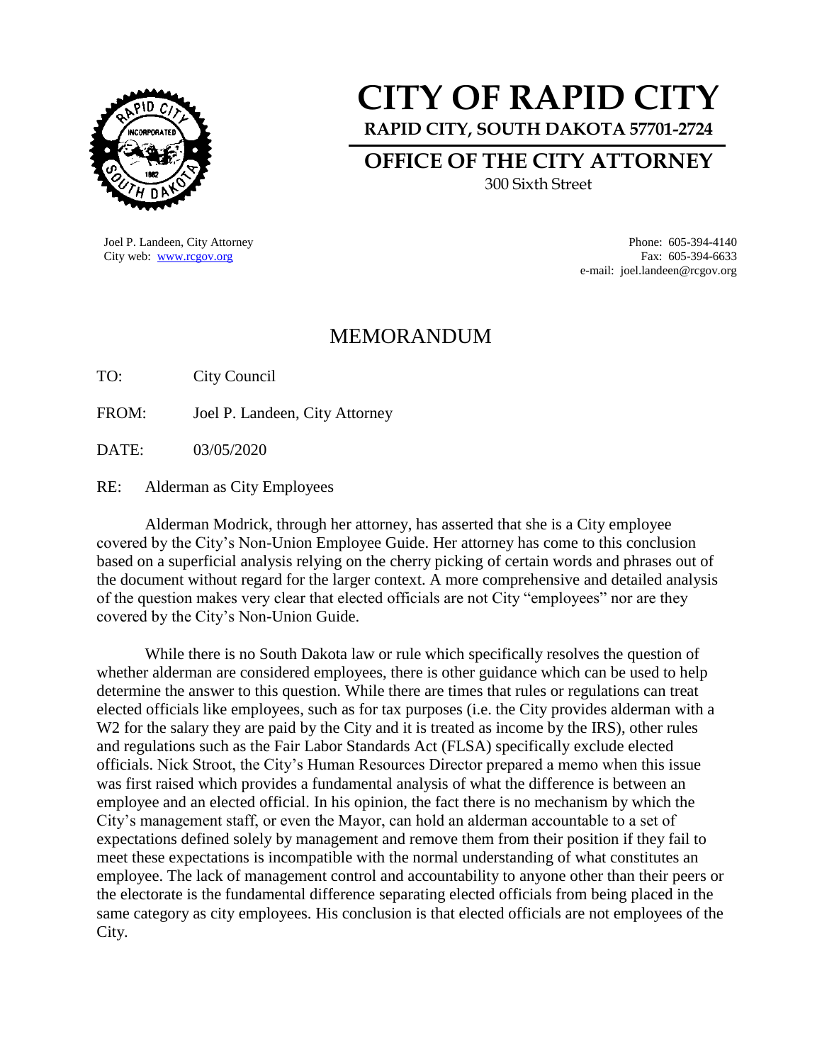# CITY OF RAPID CITY

**RAPID CITY, SOUTH DAKOTA 57701-2724**

## OFFICE OF THE CITY ATTORNEY

300 Sixth Street

Joel P. Landeen, City Attorney
City web: www.rcgov.org

Phone: 605-394-4140
Fax: 605-394-6633
e-mail: joel.landeen@rcgov.org

# MEMORANDUM

TO: City Council

FROM: Joel P. Landeen, City Attorney

DATE: 03/05/2020

RE: Alderman as City Employees

Alderman Modrick, through her attorney, has asserted that she is a City employee covered by the City's Non-Union Employee Guide. Her attorney has come to this conclusion based on a superficial analysis relying on the cherry picking of certain words and phrases out of the document without regard for the larger context. A more comprehensive and detailed analysis of the question makes very clear that elected officials are not City "employees" nor are they covered by the City's Non-Union Guide.

While there is no South Dakota law or rule which specifically resolves the question of whether alderman are considered employees, there is other guidance which can be used to help determine the answer to this question. While there are times that rules or regulations can treat elected officials like employees, such as for tax purposes (i.e. the City provides alderman with a W2 for the salary they are paid by the City and it is treated as income by the IRS), other rules and regulations such as the Fair Labor Standards Act (FLSA) specifically exclude elected officials. Nick Stroot, the City's Human Resources Director prepared a memo when this issue was first raised which provides a fundamental analysis of what the difference is between an employee and an elected official. In his opinion, the fact there is no mechanism by which the City's management staff, or even the Mayor, can hold an alderman accountable to a set of expectations defined solely by management and remove them from their position if they fail to meet these expectations is incompatible with the normal understanding of what constitutes an employee. The lack of management control and accountability to anyone other than their peers or the electorate is the fundamental difference separating elected officials from being placed in the same category as city employees. His conclusion is that elected officials are not employees of the City.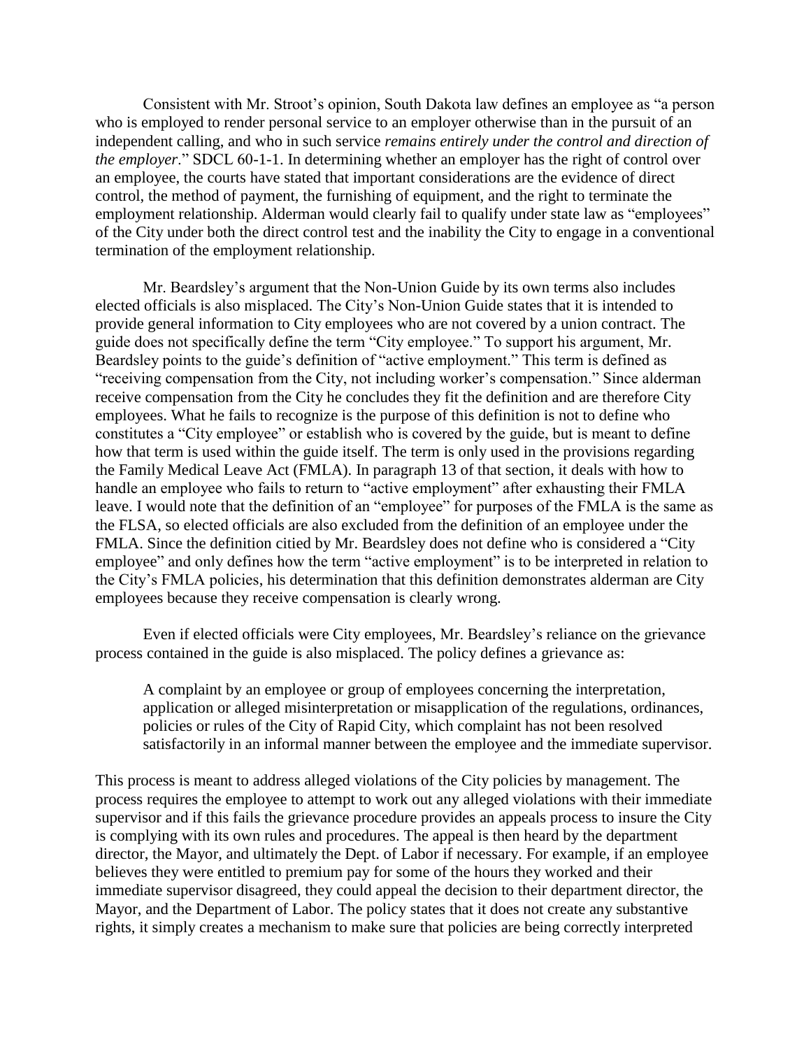Consistent with Mr. Stroot's opinion, South Dakota law defines an employee as "a person who is employed to render personal service to an employer otherwise than in the pursuit of an independent calling, and who in such service *remains entirely under the control and direction of the employer*." SDCL 60-1-1. In determining whether an employer has the right of control over an employee, the courts have stated that important considerations are the evidence of direct control, the method of payment, the furnishing of equipment, and the right to terminate the employment relationship. Alderman would clearly fail to qualify under state law as "employees" of the City under both the direct control test and the inability the City to engage in a conventional termination of the employment relationship.

Mr. Beardsley's argument that the Non-Union Guide by its own terms also includes elected officials is also misplaced. The City's Non-Union Guide states that it is intended to provide general information to City employees who are not covered by a union contract. The guide does not specifically define the term "City employee." To support his argument, Mr. Beardsley points to the guide's definition of "active employment." This term is defined as "receiving compensation from the City, not including worker's compensation." Since alderman receive compensation from the City he concludes they fit the definition and are therefore City employees. What he fails to recognize is the purpose of this definition is not to define who constitutes a "City employee" or establish who is covered by the guide, but is meant to define how that term is used within the guide itself. The term is only used in the provisions regarding the Family Medical Leave Act (FMLA). In paragraph 13 of that section, it deals with how to handle an employee who fails to return to "active employment" after exhausting their FMLA leave. I would note that the definition of an "employee" for purposes of the FMLA is the same as the FLSA, so elected officials are also excluded from the definition of an employee under the FMLA. Since the definition citied by Mr. Beardsley does not define who is considered a "City employee" and only defines how the term "active employment" is to be interpreted in relation to the City's FMLA policies, his determination that this definition demonstrates alderman are City employees because they receive compensation is clearly wrong.

Even if elected officials were City employees, Mr. Beardsley's reliance on the grievance process contained in the guide is also misplaced. The policy defines a grievance as:

> A complaint by an employee or group of employees concerning the interpretation, application or alleged misinterpretation or misapplication of the regulations, ordinances, policies or rules of the City of Rapid City, which complaint has not been resolved satisfactorily in an informal manner between the employee and the immediate supervisor.

This process is meant to address alleged violations of the City policies by management. The process requires the employee to attempt to work out any alleged violations with their immediate supervisor and if this fails the grievance procedure provides an appeals process to insure the City is complying with its own rules and procedures. The appeal is then heard by the department director, the Mayor, and ultimately the Dept. of Labor if necessary. For example, if an employee believes they were entitled to premium pay for some of the hours they worked and their immediate supervisor disagreed, they could appeal the decision to their department director, the Mayor, and the Department of Labor. The policy states that it does not create any substantive rights, it simply creates a mechanism to make sure that policies are being correctly interpreted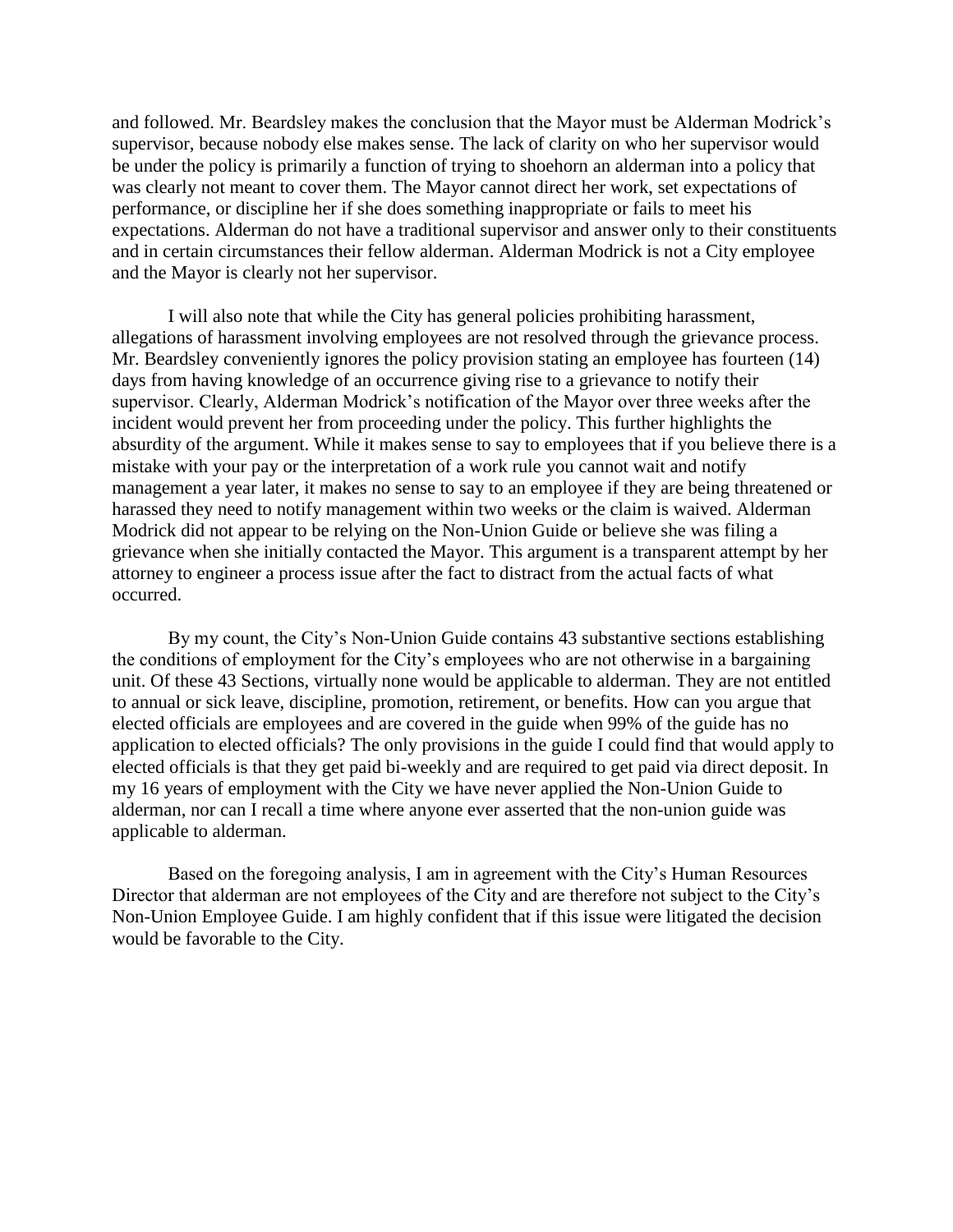and followed. Mr. Beardsley makes the conclusion that the Mayor must be Alderman Modrick's supervisor, because nobody else makes sense. The lack of clarity on who her supervisor would be under the policy is primarily a function of trying to shoehorn an alderman into a policy that was clearly not meant to cover them. The Mayor cannot direct her work, set expectations of performance, or discipline her if she does something inappropriate or fails to meet his expectations. Alderman do not have a traditional supervisor and answer only to their constituents and in certain circumstances their fellow alderman. Alderman Modrick is not a City employee and the Mayor is clearly not her supervisor.

I will also note that while the City has general policies prohibiting harassment, allegations of harassment involving employees are not resolved through the grievance process. Mr. Beardsley conveniently ignores the policy provision stating an employee has fourteen (14) days from having knowledge of an occurrence giving rise to a grievance to notify their supervisor. Clearly, Alderman Modrick's notification of the Mayor over three weeks after the incident would prevent her from proceeding under the policy. This further highlights the absurdity of the argument. While it makes sense to say to employees that if you believe there is a mistake with your pay or the interpretation of a work rule you cannot wait and notify management a year later, it makes no sense to say to an employee if they are being threatened or harassed they need to notify management within two weeks or the claim is waived. Alderman Modrick did not appear to be relying on the Non-Union Guide or believe she was filing a grievance when she initially contacted the Mayor. This argument is a transparent attempt by her attorney to engineer a process issue after the fact to distract from the actual facts of what occurred.

By my count, the City's Non-Union Guide contains 43 substantive sections establishing the conditions of employment for the City's employees who are not otherwise in a bargaining unit. Of these 43 Sections, virtually none would be applicable to alderman. They are not entitled to annual or sick leave, discipline, promotion, retirement, or benefits. How can you argue that elected officials are employees and are covered in the guide when 99% of the guide has no application to elected officials? The only provisions in the guide I could find that would apply to elected officials is that they get paid bi-weekly and are required to get paid via direct deposit. In my 16 years of employment with the City we have never applied the Non-Union Guide to alderman, nor can I recall a time where anyone ever asserted that the non-union guide was applicable to alderman.

Based on the foregoing analysis, I am in agreement with the City's Human Resources Director that alderman are not employees of the City and are therefore not subject to the City's Non-Union Employee Guide. I am highly confident that if this issue were litigated the decision would be favorable to the City.